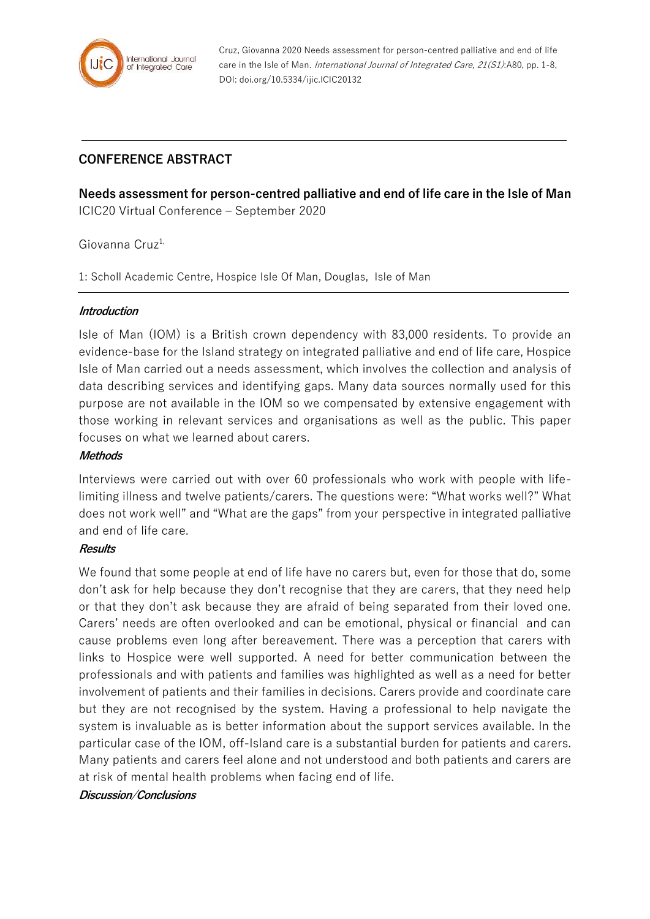Cruz, Giovanna 2020 Needs assessment for person-centred palliative and end of life care in the Isle of Man. *International Journal of Integrated Care, 21(S1)*:A80, pp. 1-8, DOI: doi.org/10.5334/ijic.ICIC20132

## CONFERENCE ABSTRACT

# Needs assessment for person-centred palliative and end of life care in the Isle of Man

ICIC20 Virtual Conference – September 2020

Giovanna Cruz[1,]

1: Scholl Academic Centre, Hospice Isle Of Man, Douglas, Isle of Man

### *Introduction*

Isle of Man (IOM) is a British crown dependency with 83,000 residents. To provide an evidence-base for the Island strategy on integrated palliative and end of life care, Hospice Isle of Man carried out a needs assessment, which involves the collection and analysis of data describing services and identifying gaps. Many data sources normally used for this purpose are not available in the IOM so we compensated by extensive engagement with those working in relevant services and organisations as well as the public. This paper focuses on what we learned about carers.

### *Methods*

Interviews were carried out with over 60 professionals who work with people with life-limiting illness and twelve patients/carers. The questions were: "What works well?" What does not work well" and "What are the gaps" from your perspective in integrated palliative and end of life care.

### *Results*

We found that some people at end of life have no carers but, even for those that do, some don't ask for help because they don't recognise that they are carers, that they need help or that they don't ask because they are afraid of being separated from their loved one. Carers' needs are often overlooked and can be emotional, physical or financial and can cause problems even long after bereavement. There was a perception that carers with links to Hospice were well supported. A need for better communication between the professionals and with patients and families was highlighted as well as a need for better involvement of patients and their families in decisions. Carers provide and coordinate care but they are not recognised by the system. Having a professional to help navigate the system is invaluable as is better information about the support services available. In the particular case of the IOM, off-Island care is a substantial burden for patients and carers. Many patients and carers feel alone and not understood and both patients and carers are at risk of mental health problems when facing end of life.

### *Discussion/Conclusions*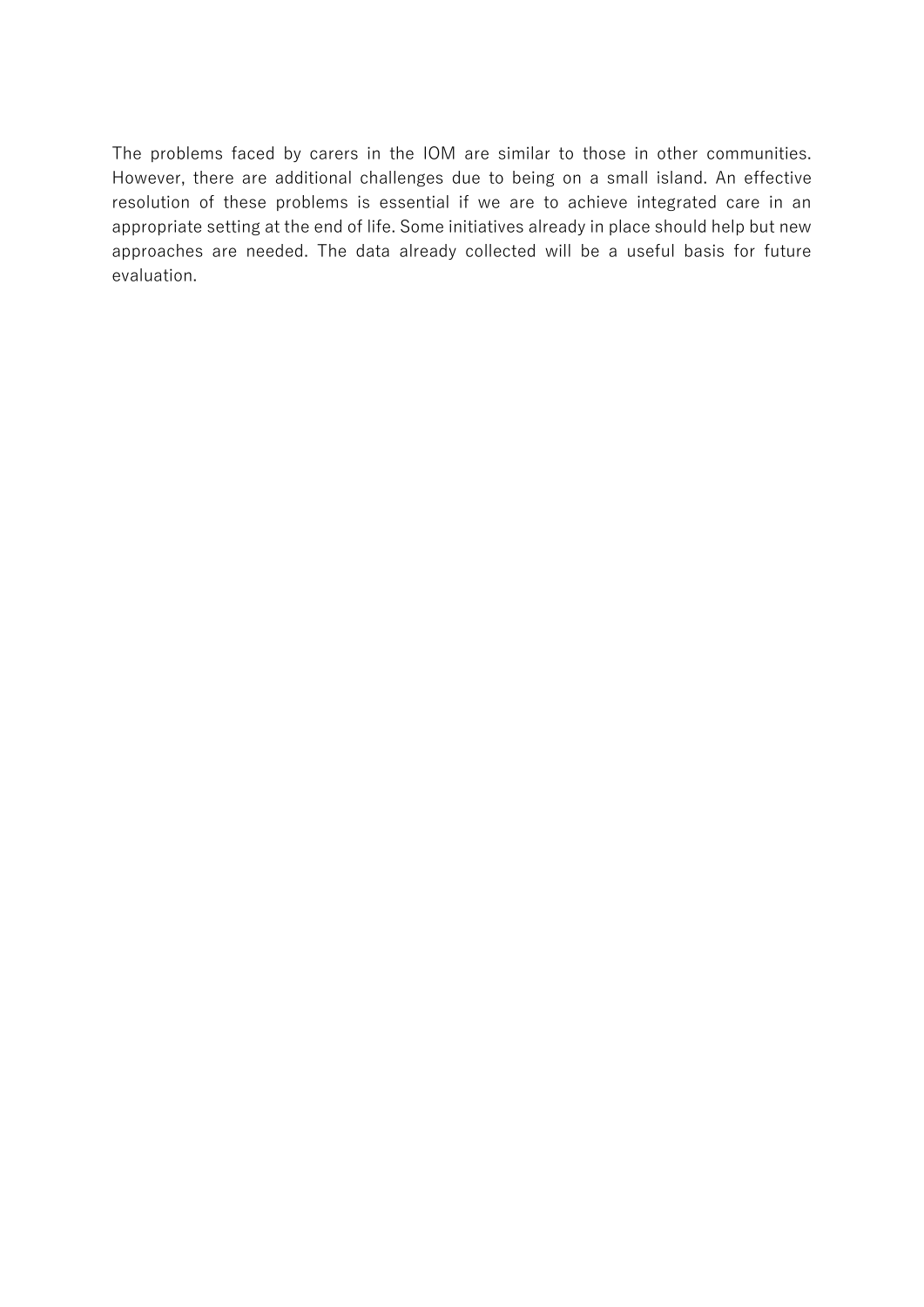The problems faced by carers in the IOM are similar to those in other communities. However, there are additional challenges due to being on a small island. An effective resolution of these problems is essential if we are to achieve integrated care in an appropriate setting at the end of life. Some initiatives already in place should help but new approaches are needed. The data already collected will be a useful basis for future evaluation.